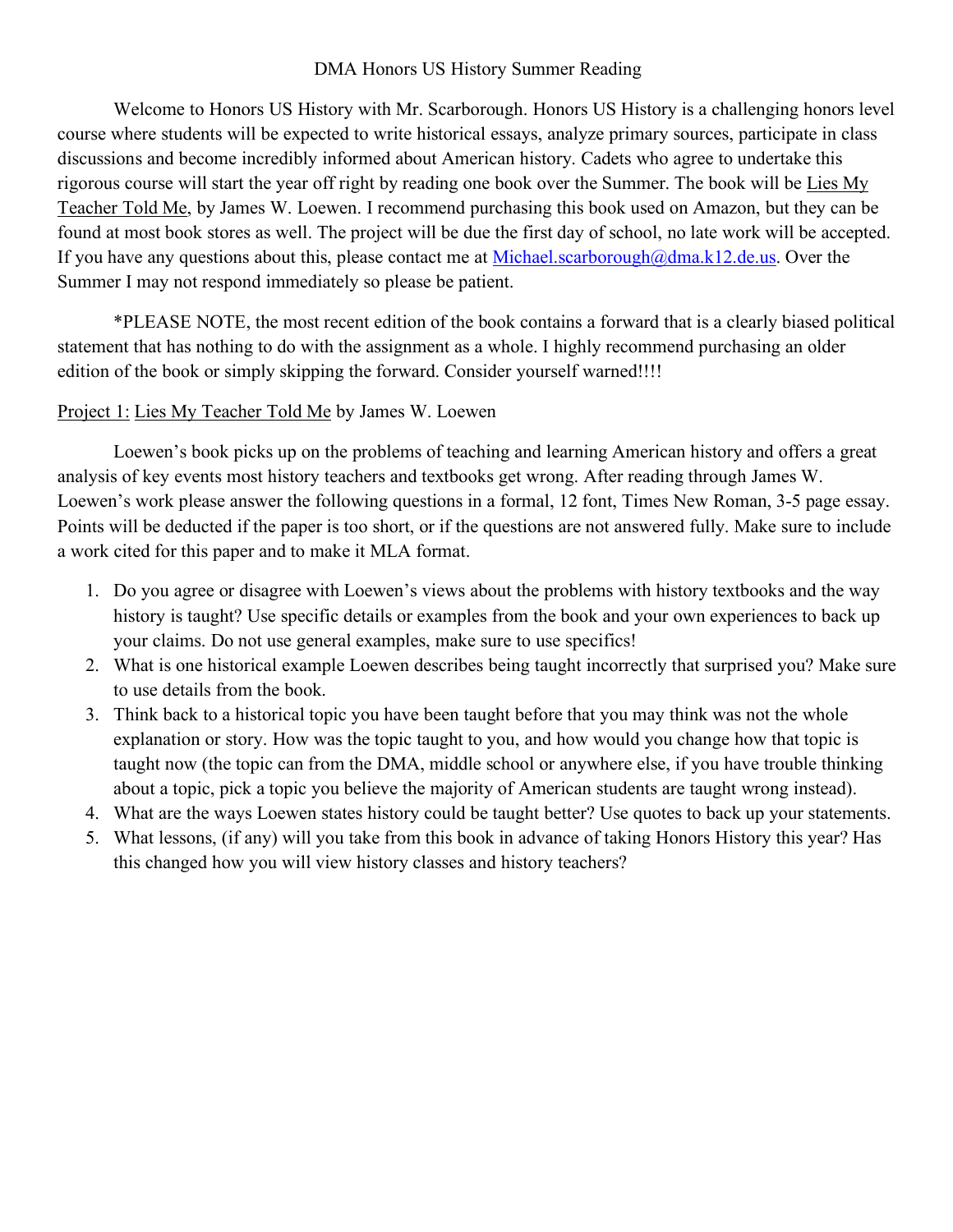# DMA Honors US History Summer Reading

Welcome to Honors US History with Mr. Scarborough. Honors US History is a challenging honors level course where students will be expected to write historical essays, analyze primary sources, participate in class discussions and become incredibly informed about American history. Cadets who agree to undertake this rigorous course will start the year off right by reading one book over the Summer. The book will be Lies My Teacher Told Me, by James W. Loewen. I recommend purchasing this book used on Amazon, but they can be found at most book stores as well. The project will be due the first day of school, no late work will be accepted. If you have any questions about this, please contact me at [Michael.scarborough@dma.k12.de.us](mailto:Michael.scarborough@dma.k12.de.us). Over the Summer I may not respond immediately so please be patient.

*PLEASE NOTE, the most recent edition of the book contains a forward that is a clearly biased political statement that has nothing to do with the assignment as a whole. I highly recommend purchasing an older edition of the book or simply skipping the forward. Consider yourself warned!!!!

Project 1: Lies My Teacher Told Me by James W. Loewen

Loewen's book picks up on the problems of teaching and learning American history and offers a great analysis of key events most history teachers and textbooks get wrong. After reading through James W. Loewen's work please answer the following questions in a formal, 12 font, Times New Roman, 3-5 page essay. Points will be deducted if the paper is too short, or if the questions are not answered fully. Make sure to include a work cited for this paper and to make it MLA format.

1. Do you agree or disagree with Loewen's views about the problems with history textbooks and the way history is taught? Use specific details or examples from the book and your own experiences to back up your claims. Do not use general examples, make sure to use specifics!
2. What is one historical example Loewen describes being taught incorrectly that surprised you? Make sure to use details from the book.
3. Think back to a historical topic you have been taught before that you may think was not the whole explanation or story. How was the topic taught to you, and how would you change how that topic is taught now (the topic can from the DMA, middle school or anywhere else, if you have trouble thinking about a topic, pick a topic you believe the majority of American students are taught wrong instead).
4. What are the ways Loewen states history could be taught better? Use quotes to back up your statements.
5. What lessons, (if any) will you take from this book in advance of taking Honors History this year? Has this changed how you will view history classes and history teachers?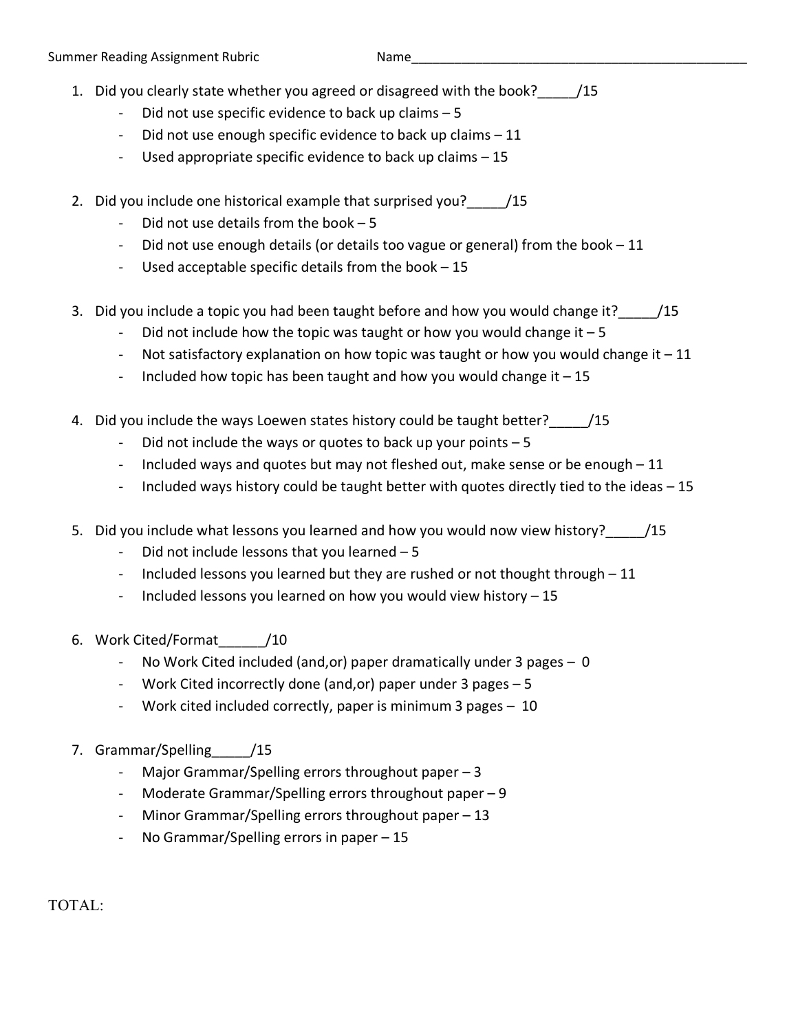Summer Reading Assignment Rubric Name_______________________________________________

1. Did you clearly state whether you agreed or disagreed with the book?_____/15
   - Did not use specific evidence to back up claims – 5
   - Did not use enough specific evidence to back up claims – 11
   - Used appropriate specific evidence to back up claims – 15

2. Did you include one historical example that surprised you?_____/15
   - Did not use details from the book – 5
   - Did not use enough details (or details too vague or general) from the book – 11
   - Used acceptable specific details from the book – 15

3. Did you include a topic you had been taught before and how you would change it?_____/15
   - Did not include how the topic was taught or how you would change it – 5
   - Not satisfactory explanation on how topic was taught or how you would change it – 11
   - Included how topic has been taught and how you would change it – 15

4. Did you include the ways Loewen states history could be taught better?_____/15
   - Did not include the ways or quotes to back up your points – 5
   - Included ways and quotes but may not fleshed out, make sense or be enough – 11
   - Included ways history could be taught better with quotes directly tied to the ideas – 15

5. Did you include what lessons you learned and how you would now view history?_____/15
   - Did not include lessons that you learned – 5
   - Included lessons you learned but they are rushed or not thought through – 11
   - Included lessons you learned on how you would view history – 15

6. Work Cited/Format______/10
   - No Work Cited included (and,or) paper dramatically under 3 pages – 0
   - Work Cited incorrectly done (and,or) paper under 3 pages – 5
   - Work cited included correctly, paper is minimum 3 pages – 10

7. Grammar/Spelling_____/15
   - Major Grammar/Spelling errors throughout paper – 3
   - Moderate Grammar/Spelling errors throughout paper – 9
   - Minor Grammar/Spelling errors throughout paper – 13
   - No Grammar/Spelling errors in paper – 15

TOTAL: